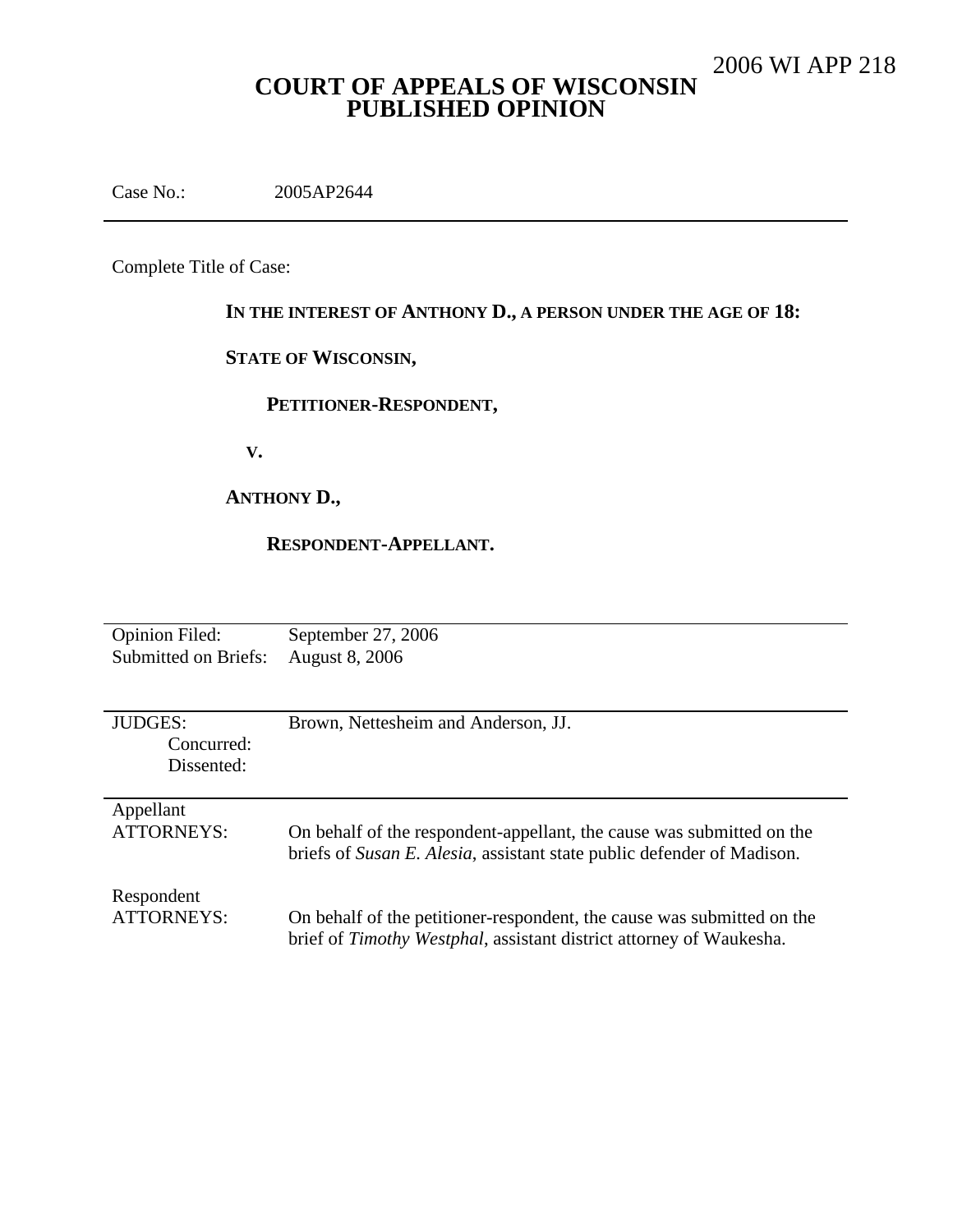2006 WI APP 218

# COURT OF APPEALS OF WISCONSIN
# PUBLISHED OPINION

Case No.: 2005AP2644

---

Complete Title of Case:

**IN THE INTEREST OF ANTHONY D., A PERSON UNDER THE AGE OF 18:**

**STATE OF WISCONSIN,**

**PETITIONER-RESPONDENT,**

**V.**

**ANTHONY D.,**

**RESPONDENT-APPELLANT.**

---

| | |
|---|---|
| Opinion Filed: | September 27, 2006 |
| Submitted on Briefs: | August 8, 2006 |

---

| | |
|---|---|
| JUDGES: | Brown, Nettesheim and Anderson, JJ. |
| Concurred: | |
| Dissented: | |

---

| | |
|---|---|
| Appellant ATTORNEYS: | On behalf of the respondent-appellant, the cause was submitted on the briefs of *Susan E. Alesia*, assistant state public defender of Madison. |
| Respondent ATTORNEYS: | On behalf of the petitioner-respondent, the cause was submitted on the brief of *Timothy Westphal*, assistant district attorney of Waukesha. |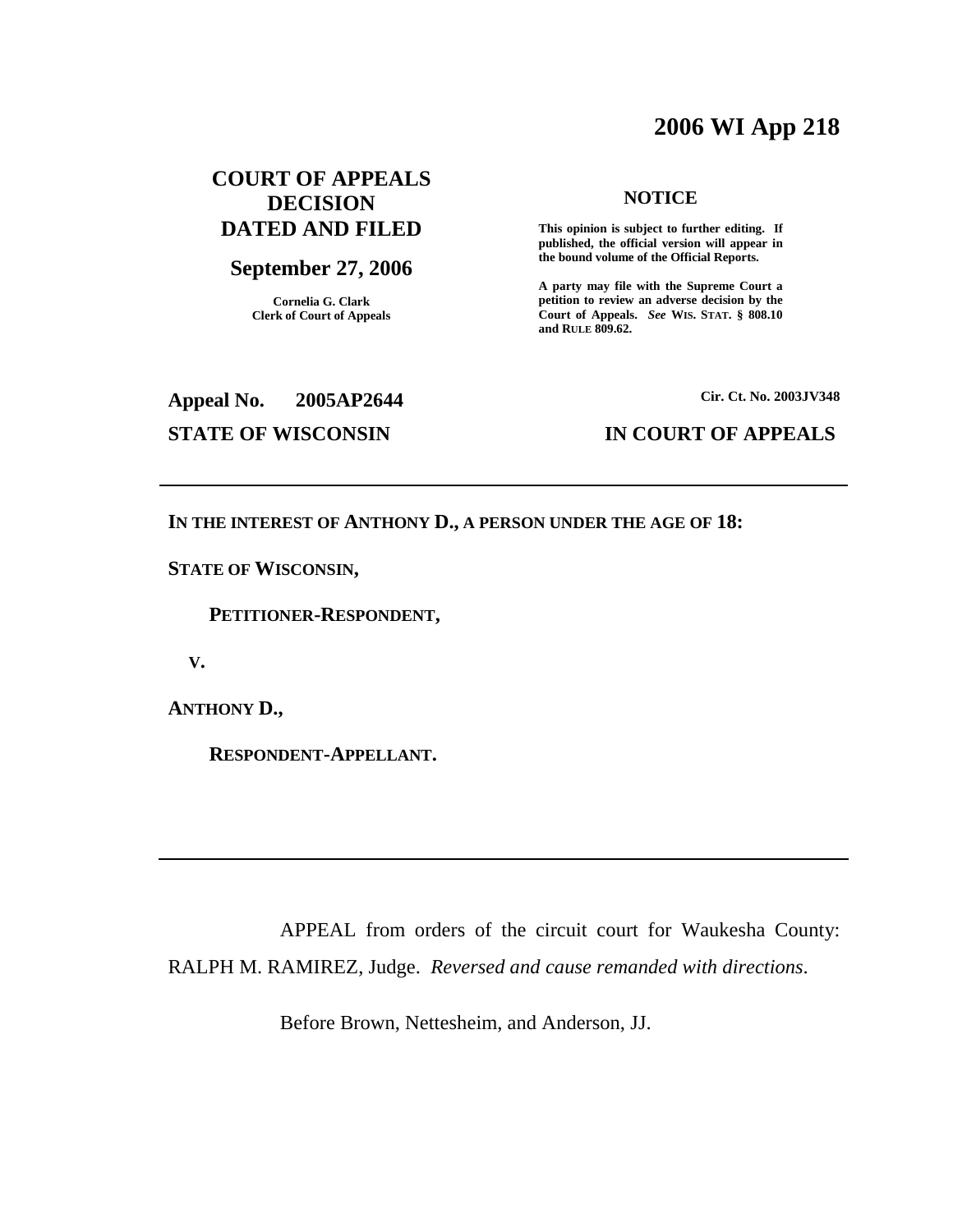# 2006 WI App 218

**COURT OF APPEALS DECISION DATED AND FILED**

**September 27, 2006**

**Cornelia G. Clark**
**Clerk of Court of Appeals**

**NOTICE**

**This opinion is subject to further editing. If published, the official version will appear in the bound volume of the Official Reports.**

**A party may file with the Supreme Court a petition to review an adverse decision by the Court of Appeals.** ***See*** **WIS. STAT. § 808.10 and RULE 809.62.**

**Appeal No. 2005AP2644**

**Cir. Ct. No. 2003JV348**

**STATE OF WISCONSIN — IN COURT OF APPEALS**

---

**IN THE INTEREST OF ANTHONY D., A PERSON UNDER THE AGE OF 18:**

**STATE OF WISCONSIN,**

**PETITIONER-RESPONDENT,**

**V.**

**ANTHONY D.,**

**RESPONDENT-APPELLANT.**

---

APPEAL from orders of the circuit court for Waukesha County: RALPH M. RAMIREZ, Judge. *Reversed and cause remanded with directions*.

Before Brown, Nettesheim, and Anderson, JJ.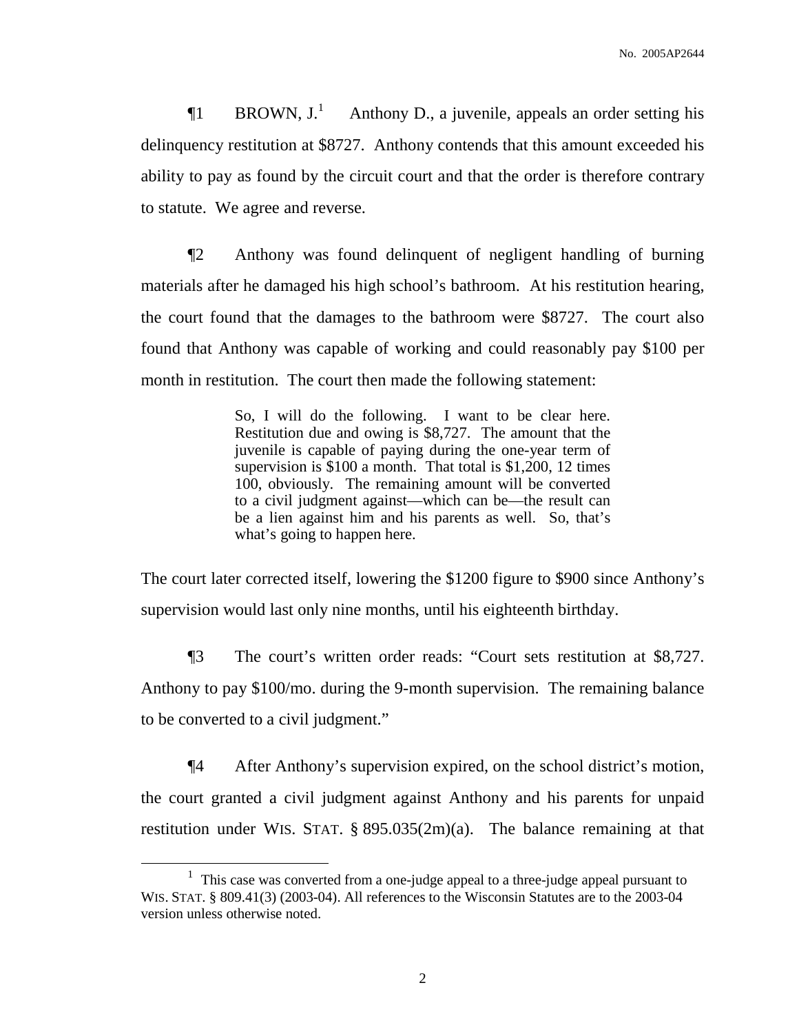¶1 BROWN, J.[1] Anthony D., a juvenile, appeals an order setting his delinquency restitution at $8727. Anthony contends that this amount exceeded his ability to pay as found by the circuit court and that the order is therefore contrary to statute. We agree and reverse.

¶2 Anthony was found delinquent of negligent handling of burning materials after he damaged his high school's bathroom. At his restitution hearing, the court found that the damages to the bathroom were $8727. The court also found that Anthony was capable of working and could reasonably pay $100 per month in restitution. The court then made the following statement:

> So, I will do the following. I want to be clear here. Restitution due and owing is $8,727. The amount that the juvenile is capable of paying during the one-year term of supervision is $100 a month. That total is $1,200, 12 times 100, obviously. The remaining amount will be converted to a civil judgment against—which can be—the result can be a lien against him and his parents as well. So, that's what's going to happen here.

The court later corrected itself, lowering the $1200 figure to $900 since Anthony's supervision would last only nine months, until his eighteenth birthday.

¶3 The court's written order reads: "Court sets restitution at $8,727. Anthony to pay $100/mo. during the 9-month supervision. The remaining balance to be converted to a civil judgment."

¶4 After Anthony's supervision expired, on the school district's motion, the court granted a civil judgment against Anthony and his parents for unpaid restitution under WIS. STAT. § 895.035(2m)(a). The balance remaining at that

[1] This case was converted from a one-judge appeal to a three-judge appeal pursuant to WIS. STAT. § 809.41(3) (2003-04). All references to the Wisconsin Statutes are to the 2003-04 version unless otherwise noted.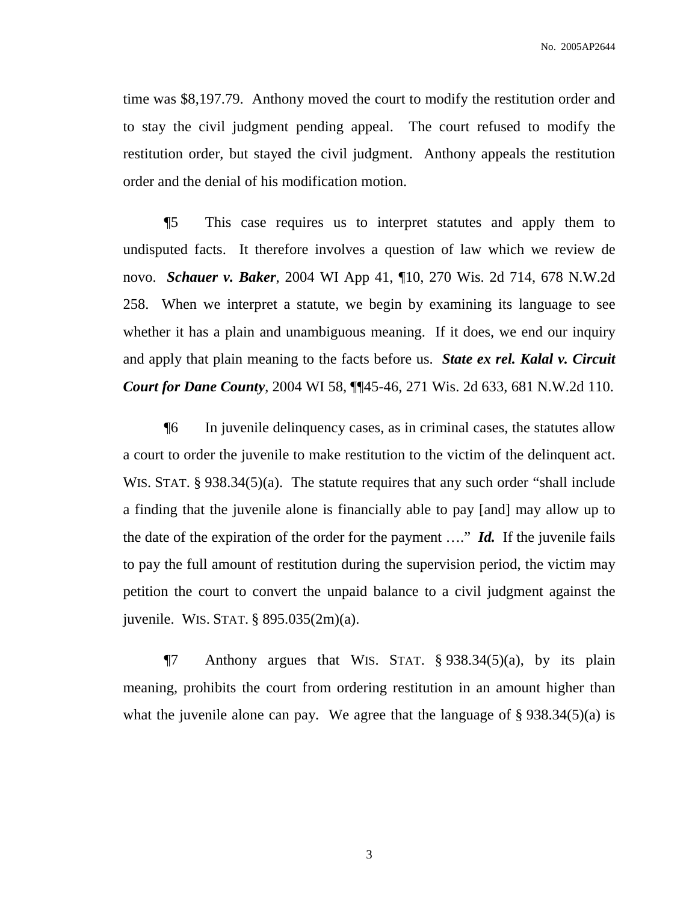time was $8,197.79. Anthony moved the court to modify the restitution order and to stay the civil judgment pending appeal. The court refused to modify the restitution order, but stayed the civil judgment. Anthony appeals the restitution order and the denial of his modification motion.

¶5 This case requires us to interpret statutes and apply them to undisputed facts. It therefore involves a question of law which we review de novo. ***Schauer v. Baker***, 2004 WI App 41, ¶10, 270 Wis. 2d 714, 678 N.W.2d 258. When we interpret a statute, we begin by examining its language to see whether it has a plain and unambiguous meaning. If it does, we end our inquiry and apply that plain meaning to the facts before us. ***State ex rel. Kalal v. Circuit Court for Dane County***, 2004 WI 58, ¶¶45-46, 271 Wis. 2d 633, 681 N.W.2d 110.

¶6 In juvenile delinquency cases, as in criminal cases, the statutes allow a court to order the juvenile to make restitution to the victim of the delinquent act. WIS. STAT. § 938.34(5)(a). The statute requires that any such order "shall include a finding that the juvenile alone is financially able to pay [and] may allow up to the date of the expiration of the order for the payment …." ***Id.*** If the juvenile fails to pay the full amount of restitution during the supervision period, the victim may petition the court to convert the unpaid balance to a civil judgment against the juvenile. WIS. STAT. § 895.035(2m)(a).

¶7 Anthony argues that WIS. STAT. § 938.34(5)(a), by its plain meaning, prohibits the court from ordering restitution in an amount higher than what the juvenile alone can pay. We agree that the language of § 938.34(5)(a) is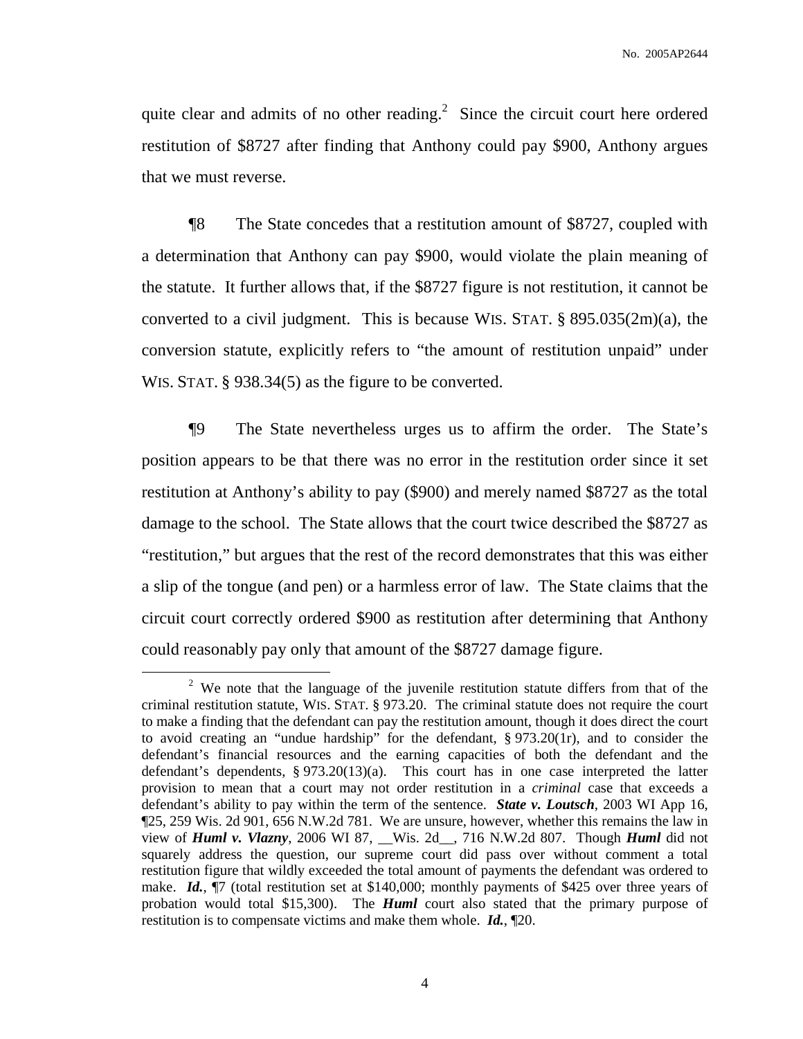quite clear and admits of no other reading.[2] Since the circuit court here ordered restitution of $8727 after finding that Anthony could pay $900, Anthony argues that we must reverse.

¶8 The State concedes that a restitution amount of $8727, coupled with a determination that Anthony can pay $900, would violate the plain meaning of the statute. It further allows that, if the $8727 figure is not restitution, it cannot be converted to a civil judgment. This is because WIS. STAT. § 895.035(2m)(a), the conversion statute, explicitly refers to "the amount of restitution unpaid" under WIS. STAT. § 938.34(5) as the figure to be converted.

¶9 The State nevertheless urges us to affirm the order. The State's position appears to be that there was no error in the restitution order since it set restitution at Anthony's ability to pay ($900) and merely named $8727 as the total damage to the school. The State allows that the court twice described the $8727 as "restitution," but argues that the rest of the record demonstrates that this was either a slip of the tongue (and pen) or a harmless error of law. The State claims that the circuit court correctly ordered $900 as restitution after determining that Anthony could reasonably pay only that amount of the $8727 damage figure.

---

[2] We note that the language of the juvenile restitution statute differs from that of the criminal restitution statute, WIS. STAT. § 973.20. The criminal statute does not require the court to make a finding that the defendant can pay the restitution amount, though it does direct the court to avoid creating an "undue hardship" for the defendant, § 973.20(1r), and to consider the defendant's financial resources and the earning capacities of both the defendant and the defendant's dependents, § 973.20(13)(a). This court has in one case interpreted the latter provision to mean that a court may not order restitution in a *criminal* case that exceeds a defendant's ability to pay within the term of the sentence. ***State v. Loutsch***, 2003 WI App 16, ¶25, 259 Wis. 2d 901, 656 N.W.2d 781. We are unsure, however, whether this remains the law in view of ***Huml v. Vlazny***, 2006 WI 87, __Wis. 2d__, 716 N.W.2d 807. Though ***Huml*** did not squarely address the question, our supreme court did pass over without comment a total restitution figure that wildly exceeded the total amount of payments the defendant was ordered to make. ***Id.***, ¶7 (total restitution set at $140,000; monthly payments of $425 over three years of probation would total $15,300). The ***Huml*** court also stated that the primary purpose of restitution is to compensate victims and make them whole. ***Id.***, ¶20.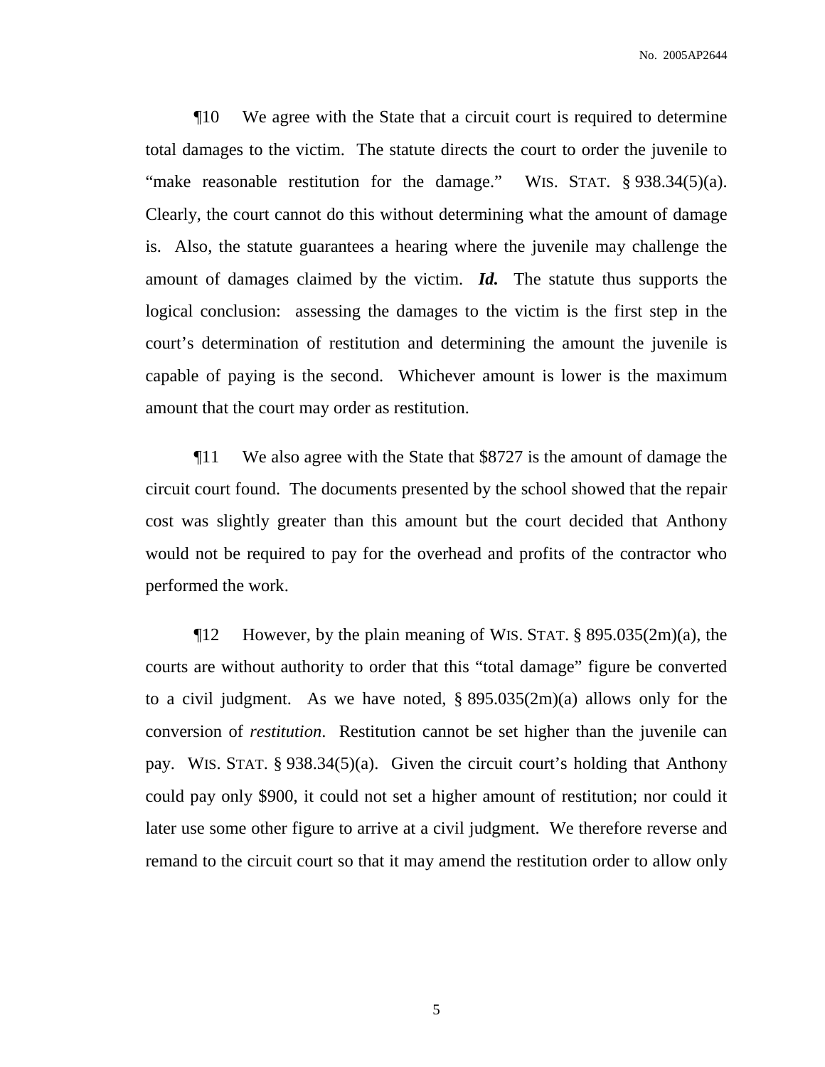¶10 We agree with the State that a circuit court is required to determine total damages to the victim. The statute directs the court to order the juvenile to "make reasonable restitution for the damage." WIS. STAT. § 938.34(5)(a). Clearly, the court cannot do this without determining what the amount of damage is. Also, the statute guarantees a hearing where the juvenile may challenge the amount of damages claimed by the victim. ***Id.*** The statute thus supports the logical conclusion: assessing the damages to the victim is the first step in the court's determination of restitution and determining the amount the juvenile is capable of paying is the second. Whichever amount is lower is the maximum amount that the court may order as restitution.

¶11 We also agree with the State that $8727 is the amount of damage the circuit court found. The documents presented by the school showed that the repair cost was slightly greater than this amount but the court decided that Anthony would not be required to pay for the overhead and profits of the contractor who performed the work.

¶12 However, by the plain meaning of WIS. STAT. § 895.035(2m)(a), the courts are without authority to order that this "total damage" figure be converted to a civil judgment. As we have noted, § 895.035(2m)(a) allows only for the conversion of *restitution*. Restitution cannot be set higher than the juvenile can pay. WIS. STAT. § 938.34(5)(a). Given the circuit court's holding that Anthony could pay only $900, it could not set a higher amount of restitution; nor could it later use some other figure to arrive at a civil judgment. We therefore reverse and remand to the circuit court so that it may amend the restitution order to allow only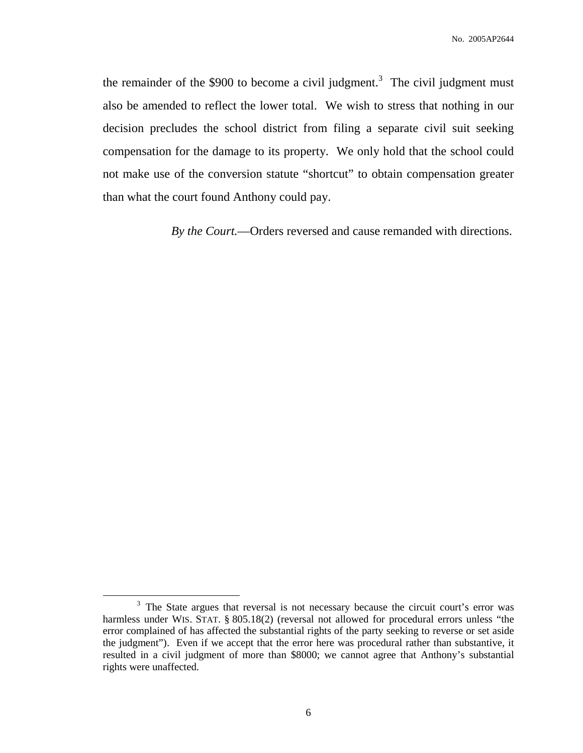the remainder of the $900 to become a civil judgment.[3] The civil judgment must also be amended to reflect the lower total. We wish to stress that nothing in our decision precludes the school district from filing a separate civil suit seeking compensation for the damage to its property. We only hold that the school could not make use of the conversion statute "shortcut" to obtain compensation greater than what the court found Anthony could pay.

*By the Court.*—Orders reversed and cause remanded with directions.

---

[3] The State argues that reversal is not necessary because the circuit court's error was harmless under WIS. STAT. § 805.18(2) (reversal not allowed for procedural errors unless "the error complained of has affected the substantial rights of the party seeking to reverse or set aside the judgment"). Even if we accept that the error here was procedural rather than substantive, it resulted in a civil judgment of more than $8000; we cannot agree that Anthony's substantial rights were unaffected.